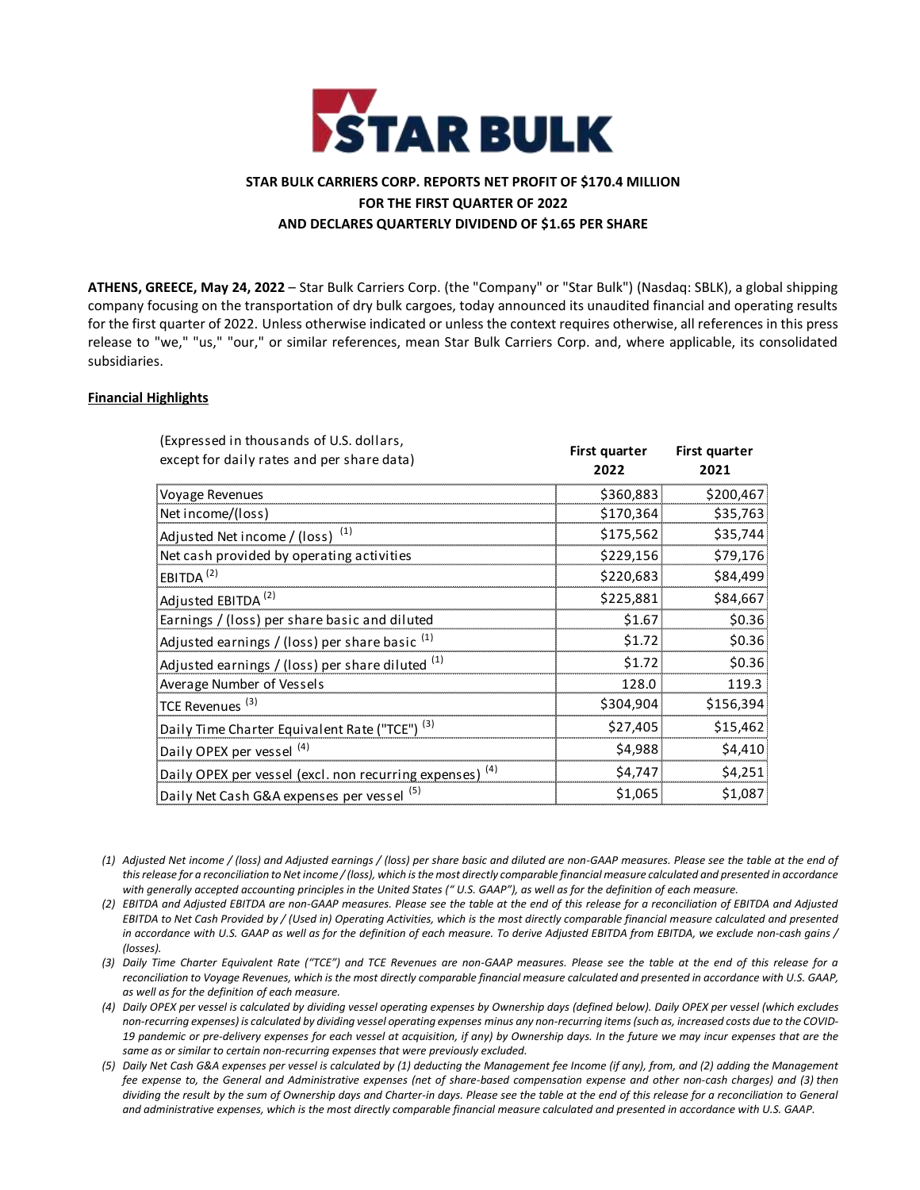# STAR BULK CARRIERS CORP. REPORTS NET PROFIT OF $170.4 MILLION FOR THE FIRST QUARTER OF 2022 AND DECLARES QUARTERLY DIVIDEND OF $1.65 PER SHARE

**ATHENS, GREECE, May 24, 2022** – Star Bulk Carriers Corp. (the "Company" or "Star Bulk") (Nasdaq: SBLK), a global shipping company focusing on the transportation of dry bulk cargoes, today announced its unaudited financial and operating results for the first quarter of 2022. Unless otherwise indicated or unless the context requires otherwise, all references in this press release to "we," "us," "our," or similar references, mean Star Bulk Carriers Corp. and, where applicable, its consolidated subsidiaries.

**Financial Highlights**

| (Expressed in thousands of U.S. dollars, except for daily rates and per share data) | First quarter 2022 | First quarter 2021 |
|---|---|---|
| Voyage Revenues | $360,883 | $200,467 |
| Net income/(loss) | $170,364 | $35,763 |
| Adjusted Net income / (loss) (1) | $175,562 | $35,744 |
| Net cash provided by operating activities | $229,156 | $79,176 |
| EBITDA (2) | $220,683 | $84,499 |
| Adjusted EBITDA (2) | $225,881 | $84,667 |
| Earnings / (loss) per share basic and diluted | $1.67 | $0.36 |
| Adjusted earnings / (loss) per share basic (1) | $1.72 | $0.36 |
| Adjusted earnings / (loss) per share diluted (1) | $1.72 | $0.36 |
| Average Number of Vessels | 128.0 | 119.3 |
| TCE Revenues (3) | $304,904 | $156,394 |
| Daily Time Charter Equivalent Rate ("TCE") (3) | $27,405 | $15,462 |
| Daily OPEX per vessel (4) | $4,988 | $4,410 |
| Daily OPEX per vessel (excl. non recurring expenses) (4) | $4,747 | $4,251 |
| Daily Net Cash G&A expenses per vessel (5) | $1,065 | $1,087 |

*(1) Adjusted Net income / (loss) and Adjusted earnings / (loss) per share basic and diluted are non-GAAP measures. Please see the table at the end of this release for a reconciliation to Net income / (loss), which is the most directly comparable financial measure calculated and presented in accordance with generally accepted accounting principles in the United States (" U.S. GAAP"), as well as for the definition of each measure.*

*(2) EBITDA and Adjusted EBITDA are non-GAAP measures. Please see the table at the end of this release for a reconciliation of EBITDA and Adjusted EBITDA to Net Cash Provided by / (Used in) Operating Activities, which is the most directly comparable financial measure calculated and presented in accordance with U.S. GAAP as well as for the definition of each measure. To derive Adjusted EBITDA from EBITDA, we exclude non-cash gains / (losses).*

*(3) Daily Time Charter Equivalent Rate ("TCE") and TCE Revenues are non-GAAP measures. Please see the table at the end of this release for a reconciliation to Voyage Revenues, which is the most directly comparable financial measure calculated and presented in accordance with U.S. GAAP, as well as for the definition of each measure.*

*(4) Daily OPEX per vessel is calculated by dividing vessel operating expenses by Ownership days (defined below). Daily OPEX per vessel (which excludes non-recurring expenses) is calculated by dividing vessel operating expenses minus any non-recurring items (such as, increased costs due to the COVID-19 pandemic or pre-delivery expenses for each vessel at acquisition, if any) by Ownership days. In the future we may incur expenses that are the same as or similar to certain non-recurring expenses that were previously excluded.*

*(5) Daily Net Cash G&A expenses per vessel is calculated by (1) deducting the Management fee Income (if any), from, and (2) adding the Management fee expense to, the General and Administrative expenses (net of share-based compensation expense and other non-cash charges) and (3) then dividing the result by the sum of Ownership days and Charter-in days. Please see the table at the end of this release for a reconciliation to General and administrative expenses, which is the most directly comparable financial measure calculated and presented in accordance with U.S. GAAP.*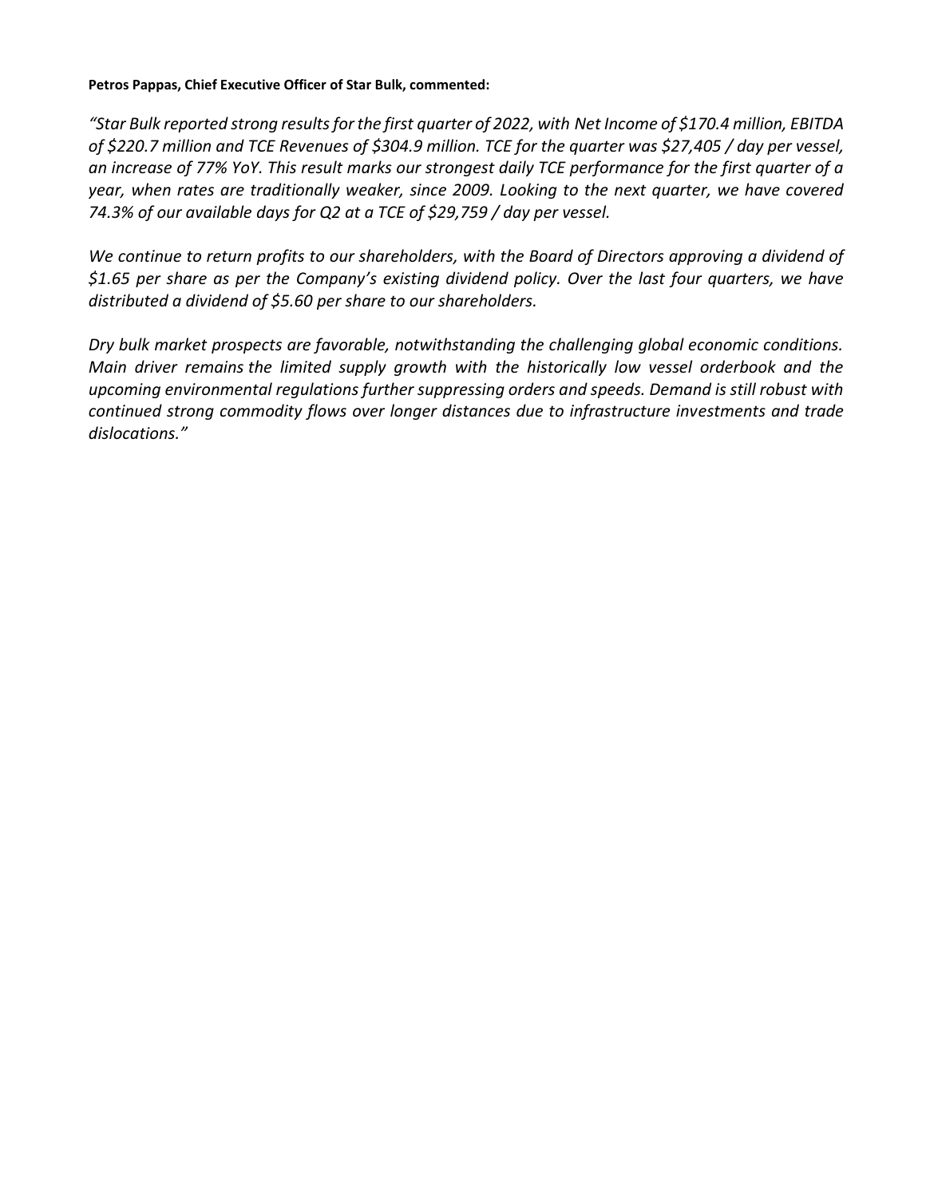**Petros Pappas, Chief Executive Officer of Star Bulk, commented:**

*"Star Bulk reported strong results for the first quarter of 2022, with Net Income of $170.4 million, EBITDA of $220.7 million and TCE Revenues of $304.9 million. TCE for the quarter was $27,405 / day per vessel, an increase of 77% YoY. This result marks our strongest daily TCE performance for the first quarter of a year, when rates are traditionally weaker, since 2009. Looking to the next quarter, we have covered 74.3% of our available days for Q2 at a TCE of $29,759 / day per vessel.*

*We continue to return profits to our shareholders, with the Board of Directors approving a dividend of $1.65 per share as per the Company's existing dividend policy. Over the last four quarters, we have distributed a dividend of $5.60 per share to our shareholders.*

*Dry bulk market prospects are favorable, notwithstanding the challenging global economic conditions. Main driver remains the limited supply growth with the historically low vessel orderbook and the upcoming environmental regulations further suppressing orders and speeds. Demand is still robust with continued strong commodity flows over longer distances due to infrastructure investments and trade dislocations."*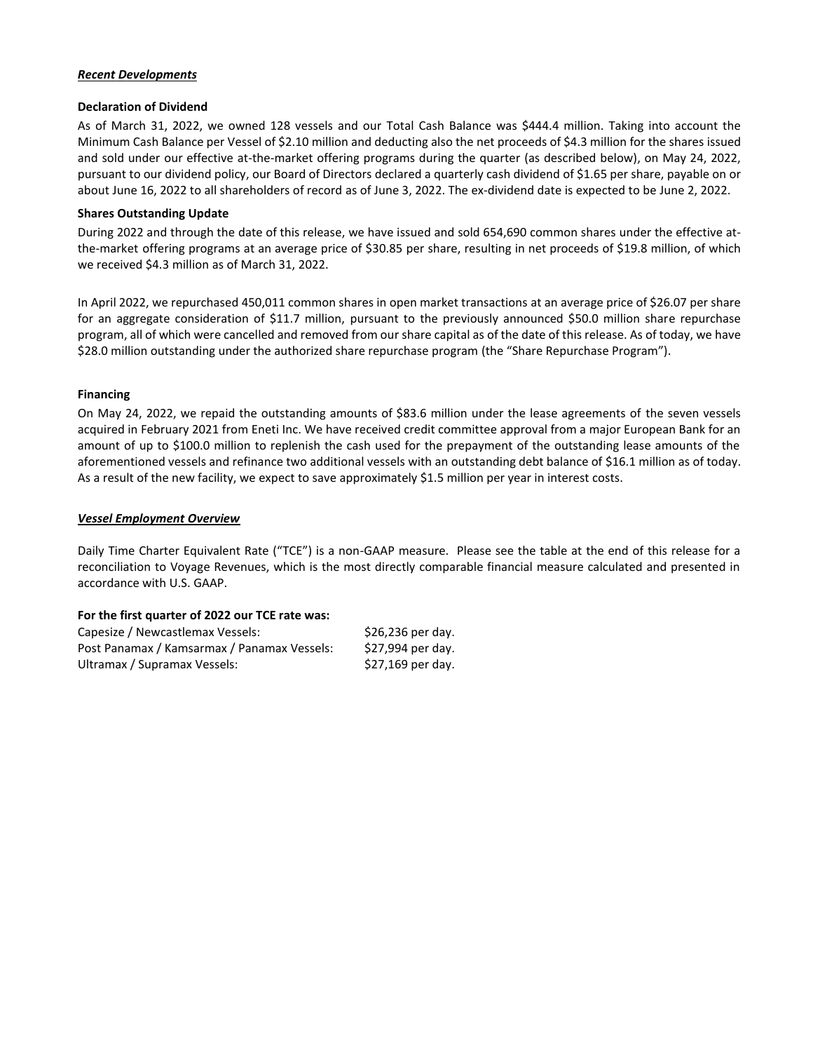***Recent Developments***

**Declaration of Dividend**

As of March 31, 2022, we owned 128 vessels and our Total Cash Balance was $444.4 million. Taking into account the Minimum Cash Balance per Vessel of $2.10 million and deducting also the net proceeds of $4.3 million for the shares issued and sold under our effective at-the-market offering programs during the quarter (as described below), on May 24, 2022, pursuant to our dividend policy, our Board of Directors declared a quarterly cash dividend of $1.65 per share, payable on or about June 16, 2022 to all shareholders of record as of June 3, 2022. The ex-dividend date is expected to be June 2, 2022.

**Shares Outstanding Update**

During 2022 and through the date of this release, we have issued and sold 654,690 common shares under the effective at-the-market offering programs at an average price of $30.85 per share, resulting in net proceeds of $19.8 million, of which we received $4.3 million as of March 31, 2022.

In April 2022, we repurchased 450,011 common shares in open market transactions at an average price of $26.07 per share for an aggregate consideration of $11.7 million, pursuant to the previously announced $50.0 million share repurchase program, all of which were cancelled and removed from our share capital as of the date of this release. As of today, we have $28.0 million outstanding under the authorized share repurchase program (the "Share Repurchase Program").

**Financing**

On May 24, 2022, we repaid the outstanding amounts of $83.6 million under the lease agreements of the seven vessels acquired in February 2021 from Eneti Inc. We have received credit committee approval from a major European Bank for an amount of up to $100.0 million to replenish the cash used for the prepayment of the outstanding lease amounts of the aforementioned vessels and refinance two additional vessels with an outstanding debt balance of $16.1 million as of today. As a result of the new facility, we expect to save approximately $1.5 million per year in interest costs.

***Vessel Employment Overview***

Daily Time Charter Equivalent Rate ("TCE") is a non-GAAP measure. Please see the table at the end of this release for a reconciliation to Voyage Revenues, which is the most directly comparable financial measure calculated and presented in accordance with U.S. GAAP.

**For the first quarter of 2022 our TCE rate was:**

| | |
|---|---|
| Capesize / Newcastlemax Vessels: | $26,236 per day. |
| Post Panamax / Kamsarmax / Panamax Vessels: | $27,994 per day. |
| Ultramax / Supramax Vessels: | $27,169 per day. |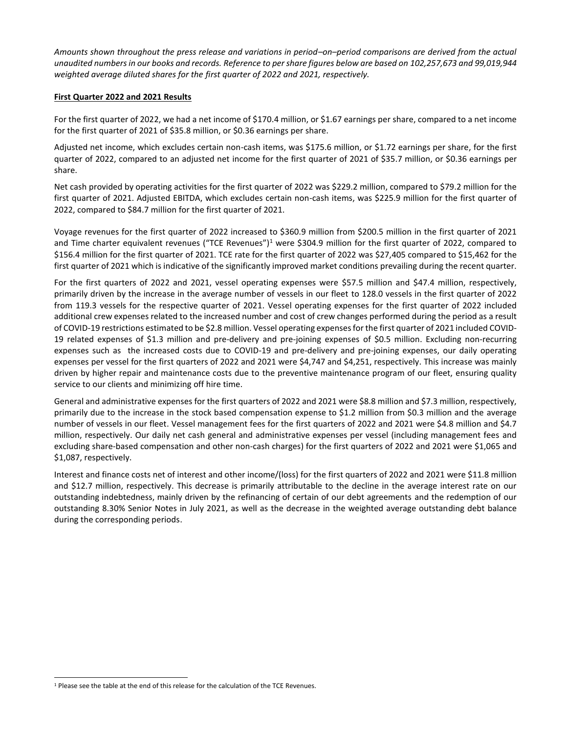*Amounts shown throughout the press release and variations in period–on–period comparisons are derived from the actual unaudited numbers in our books and records. Reference to per share figures below are based on 102,257,673 and 99,019,944 weighted average diluted shares for the first quarter of 2022 and 2021, respectively.*

**First Quarter 2022 and 2021 Results**

For the first quarter of 2022, we had a net income of $170.4 million, or $1.67 earnings per share, compared to a net income for the first quarter of 2021 of $35.8 million, or $0.36 earnings per share.

Adjusted net income, which excludes certain non-cash items, was $175.6 million, or $1.72 earnings per share, for the first quarter of 2022, compared to an adjusted net income for the first quarter of 2021 of $35.7 million, or $0.36 earnings per share.

Net cash provided by operating activities for the first quarter of 2022 was $229.2 million, compared to $79.2 million for the first quarter of 2021. Adjusted EBITDA, which excludes certain non-cash items, was $225.9 million for the first quarter of 2022, compared to $84.7 million for the first quarter of 2021.

Voyage revenues for the first quarter of 2022 increased to $360.9 million from $200.5 million in the first quarter of 2021 and Time charter equivalent revenues ("TCE Revenues")[1] were $304.9 million for the first quarter of 2022, compared to $156.4 million for the first quarter of 2021. TCE rate for the first quarter of 2022 was $27,405 compared to $15,462 for the first quarter of 2021 which is indicative of the significantly improved market conditions prevailing during the recent quarter.

For the first quarters of 2022 and 2021, vessel operating expenses were $57.5 million and $47.4 million, respectively, primarily driven by the increase in the average number of vessels in our fleet to 128.0 vessels in the first quarter of 2022 from 119.3 vessels for the respective quarter of 2021. Vessel operating expenses for the first quarter of 2022 included additional crew expenses related to the increased number and cost of crew changes performed during the period as a result of COVID-19 restrictions estimated to be $2.8 million. Vessel operating expenses for the first quarter of 2021 included COVID-19 related expenses of $1.3 million and pre-delivery and pre-joining expenses of $0.5 million. Excluding non-recurring expenses such as the increased costs due to COVID-19 and pre-delivery and pre-joining expenses, our daily operating expenses per vessel for the first quarters of 2022 and 2021 were $4,747 and $4,251, respectively. This increase was mainly driven by higher repair and maintenance costs due to the preventive maintenance program of our fleet, ensuring quality service to our clients and minimizing off hire time.

General and administrative expenses for the first quarters of 2022 and 2021 were $8.8 million and $7.3 million, respectively, primarily due to the increase in the stock based compensation expense to $1.2 million from $0.3 million and the average number of vessels in our fleet. Vessel management fees for the first quarters of 2022 and 2021 were $4.8 million and $4.7 million, respectively. Our daily net cash general and administrative expenses per vessel (including management fees and excluding share-based compensation and other non-cash charges) for the first quarters of 2022 and 2021 were $1,065 and $1,087, respectively.

Interest and finance costs net of interest and other income/(loss) for the first quarters of 2022 and 2021 were $11.8 million and $12.7 million, respectively. This decrease is primarily attributable to the decline in the average interest rate on our outstanding indebtedness, mainly driven by the refinancing of certain of our debt agreements and the redemption of our outstanding 8.30% Senior Notes in July 2021, as well as the decrease in the weighted average outstanding debt balance during the corresponding periods.

[1] Please see the table at the end of this release for the calculation of the TCE Revenues.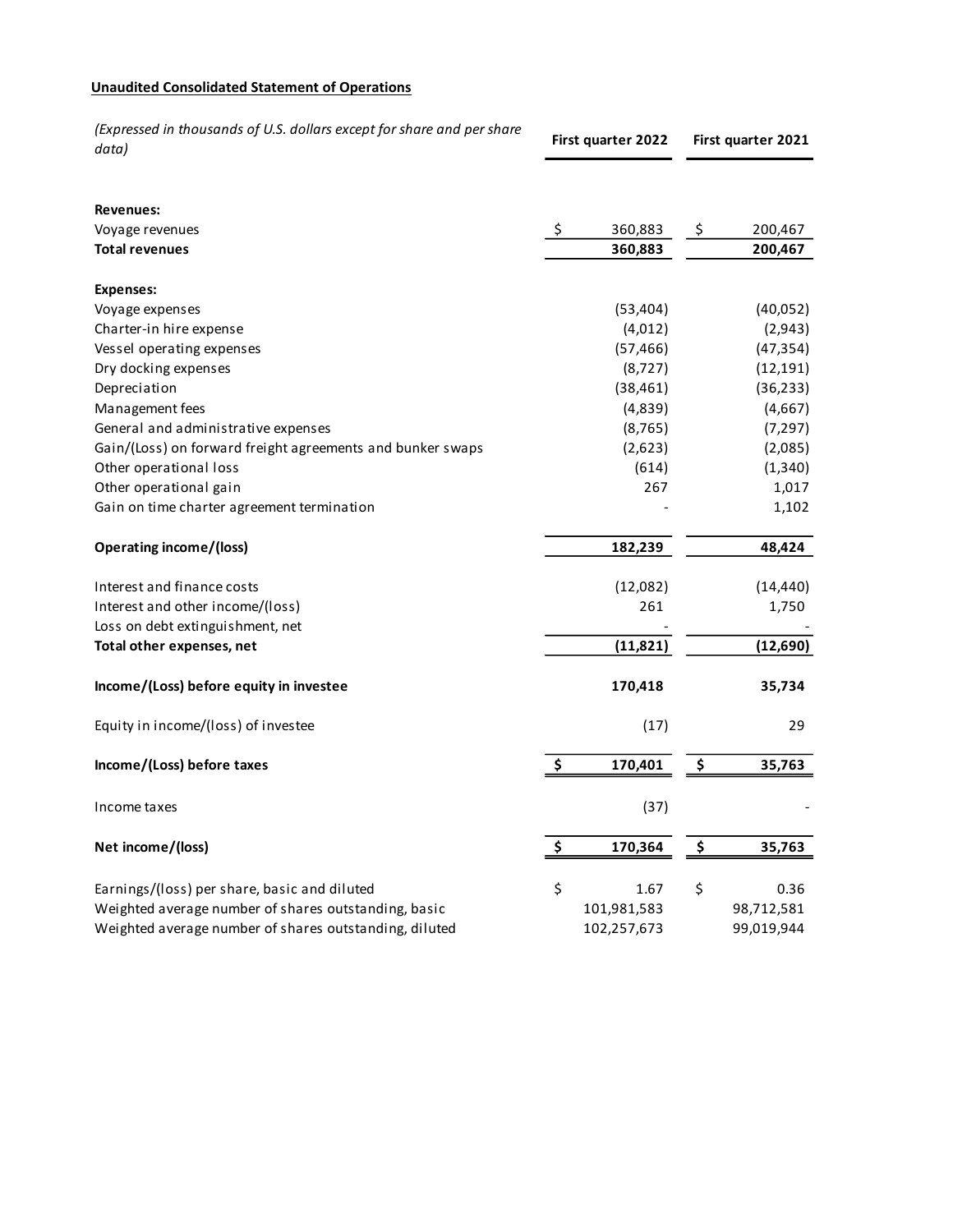**Unaudited Consolidated Statement of Operations**

| *(Expressed in thousands of U.S. dollars except for share and per share data)* | First quarter 2022 | First quarter 2021 |
|---|---|---|
| **Revenues:** | | |
| Voyage revenues | $ 360,883 | $ 200,467 |
| **Total revenues** | **360,883** | **200,467** |
| **Expenses:** | | |
| Voyage expenses | (53,404) | (40,052) |
| Charter-in hire expense | (4,012) | (2,943) |
| Vessel operating expenses | (57,466) | (47,354) |
| Dry docking expenses | (8,727) | (12,191) |
| Depreciation | (38,461) | (36,233) |
| Management fees | (4,839) | (4,667) |
| General and administrative expenses | (8,765) | (7,297) |
| Gain/(Loss) on forward freight agreements and bunker swaps | (2,623) | (2,085) |
| Other operational loss | (614) | (1,340) |
| Other operational gain | 267 | 1,017 |
| Gain on time charter agreement termination | - | 1,102 |
| **Operating income/(loss)** | **182,239** | **48,424** |
| Interest and finance costs | (12,082) | (14,440) |
| Interest and other income/(loss) | 261 | 1,750 |
| Loss on debt extinguishment, net | - | - |
| **Total other expenses, net** | **(11,821)** | **(12,690)** |
| **Income/(Loss) before equity in investee** | **170,418** | **35,734** |
| Equity in income/(loss) of investee | (17) | 29 |
| **Income/(Loss) before taxes** | **$ 170,401** | **$ 35,763** |
| Income taxes | (37) | - |
| **Net income/(loss)** | **$ 170,364** | **$ 35,763** |
| Earnings/(loss) per share, basic and diluted | $ 1.67 | $ 0.36 |
| Weighted average number of shares outstanding, basic | 101,981,583 | 98,712,581 |
| Weighted average number of shares outstanding, diluted | 102,257,673 | 99,019,944 |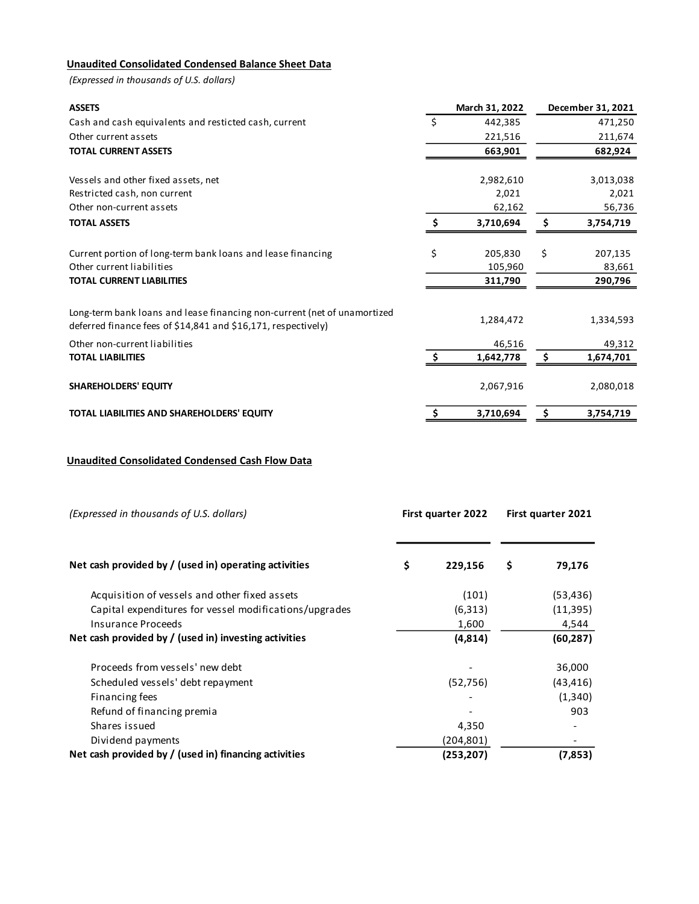**Unaudited Consolidated Condensed Balance Sheet Data**

*(Expressed in thousands of U.S. dollars)*

| ASSETS | March 31, 2022 | December 31, 2021 |
|---|---|---|
| Cash and cash equivalents and resticted cash, current | $ 442,385 | 471,250 |
| Other current assets | 221,516 | 211,674 |
| **TOTAL CURRENT ASSETS** | **663,901** | **682,924** |
| | | |
| Vessels and other fixed assets, net | 2,982,610 | 3,013,038 |
| Restricted cash, non current | 2,021 | 2,021 |
| Other non-current assets | 62,162 | 56,736 |
| **TOTAL ASSETS** | **$ 3,710,694** | **$ 3,754,719** |
| | | |
| Current portion of long-term bank loans and lease financing | $ 205,830 | $ 207,135 |
| Other current liabilities | 105,960 | 83,661 |
| **TOTAL CURRENT LIABILITIES** | **311,790** | **290,796** |
| | | |
| Long-term bank loans and lease financing non-current (net of unamortized deferred finance fees of $14,841 and $16,171, respectively) | 1,284,472 | 1,334,593 |
| Other non-current liabilities | 46,516 | 49,312 |
| **TOTAL LIABILITIES** | **$ 1,642,778** | **$ 1,674,701** |
| | | |
| **SHAREHOLDERS' EQUITY** | 2,067,916 | 2,080,018 |
| | | |
| **TOTAL LIABILITIES AND SHAREHOLDERS' EQUITY** | **$ 3,710,694** | **$ 3,754,719** |

**Unaudited Consolidated Condensed Cash Flow Data**

| *(Expressed in thousands of U.S. dollars)* | First quarter 2022 | First quarter 2021 |
|---|---|---|
| **Net cash provided by / (used in) operating activities** | **$ 229,156** | **$ 79,176** |
| | | |
| Acquisition of vessels and other fixed assets | (101) | (53,436) |
| Capital expenditures for vessel modifications/upgrades | (6,313) | (11,395) |
| Insurance Proceeds | 1,600 | 4,544 |
| **Net cash provided by / (used in) investing activities** | **(4,814)** | **(60,287)** |
| | | |
| Proceeds from vessels' new debt | - | 36,000 |
| Scheduled vessels' debt repayment | (52,756) | (43,416) |
| Financing fees | - | (1,340) |
| Refund of financing premia | - | 903 |
| Shares issued | 4,350 | - |
| Dividend payments | (204,801) | - |
| **Net cash provided by / (used in) financing activities** | **(253,207)** | **(7,853)** |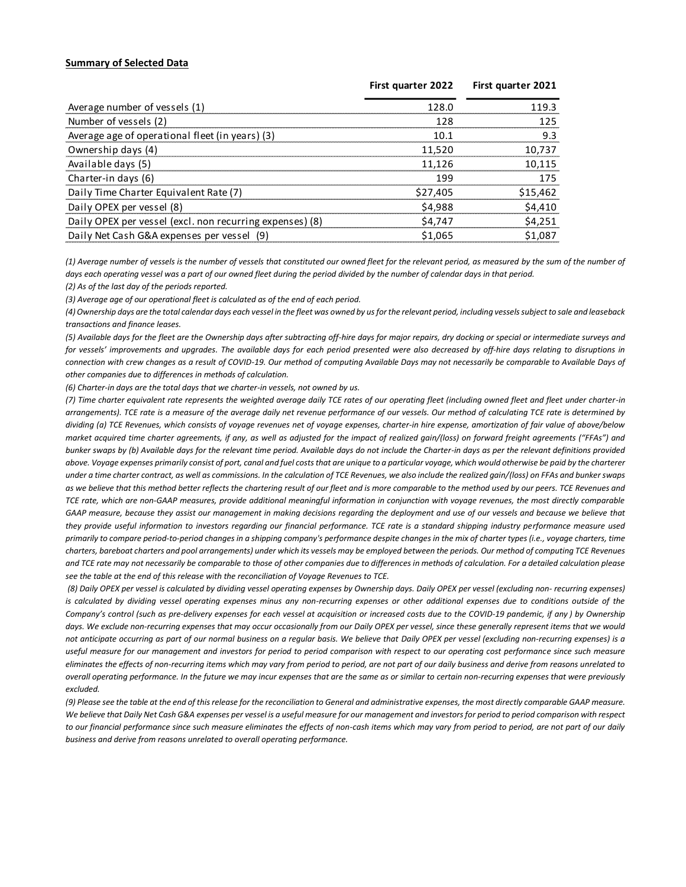**Summary of Selected Data**

| | First quarter 2022 | First quarter 2021 |
|---|---|---|
| Average number of vessels (1) | 128.0 | 119.3 |
| Number of vessels (2) | 128 | 125 |
| Average age of operational fleet (in years) (3) | 10.1 | 9.3 |
| Ownership days (4) | 11,520 | 10,737 |
| Available days (5) | 11,126 | 10,115 |
| Charter-in days (6) | 199 | 175 |
| Daily Time Charter Equivalent Rate (7) | $27,405 | $15,462 |
| Daily OPEX per vessel (8) | $4,988 | $4,410 |
| Daily OPEX per vessel (excl. non recurring expenses) (8) | $4,747 | $4,251 |
| Daily Net Cash G&A expenses per vessel (9) | $1,065 | $1,087 |

*(1) Average number of vessels is the number of vessels that constituted our owned fleet for the relevant period, as measured by the sum of the number of days each operating vessel was a part of our owned fleet during the period divided by the number of calendar days in that period.*

*(2) As of the last day of the periods reported.*

*(3) Average age of our operational fleet is calculated as of the end of each period.*

*(4) Ownership days are the total calendar days each vessel in the fleet was owned by us for the relevant period, including vessels subject to sale and leaseback transactions and finance leases.*

*(5) Available days for the fleet are the Ownership days after subtracting off-hire days for major repairs, dry docking or special or intermediate surveys and for vessels' improvements and upgrades. The available days for each period presented were also decreased by off-hire days relating to disruptions in connection with crew changes as a result of COVID-19. Our method of computing Available Days may not necessarily be comparable to Available Days of other companies due to differences in methods of calculation.*

*(6) Charter-in days are the total days that we charter-in vessels, not owned by us.*

*(7) Time charter equivalent rate represents the weighted average daily TCE rates of our operating fleet (including owned fleet and fleet under charter-in arrangements). TCE rate is a measure of the average daily net revenue performance of our vessels. Our method of calculating TCE rate is determined by dividing (a) TCE Revenues, which consists of voyage revenues net of voyage expenses, charter-in hire expense, amortization of fair value of above/below market acquired time charter agreements, if any, as well as adjusted for the impact of realized gain/(loss) on forward freight agreements ("FFAs") and bunker swaps by (b) Available days for the relevant time period. Available days do not include the Charter-in days as per the relevant definitions provided above. Voyage expenses primarily consist of port, canal and fuel costs that are unique to a particular voyage, which would otherwise be paid by the charterer under a time charter contract, as well as commissions. In the calculation of TCE Revenues, we also include the realized gain/(loss) on FFAs and bunker swaps as we believe that this method better reflects the chartering result of our fleet and is more comparable to the method used by our peers. TCE Revenues and TCE rate, which are non-GAAP measures, provide additional meaningful information in conjunction with voyage revenues, the most directly comparable GAAP measure, because they assist our management in making decisions regarding the deployment and use of our vessels and because we believe that they provide useful information to investors regarding our financial performance. TCE rate is a standard shipping industry performance measure used primarily to compare period-to-period changes in a shipping company's performance despite changes in the mix of charter types (i.e., voyage charters, time charters, bareboat charters and pool arrangements) under which its vessels may be employed between the periods. Our method of computing TCE Revenues and TCE rate may not necessarily be comparable to those of other companies due to differences in methods of calculation. For a detailed calculation please see the table at the end of this release with the reconciliation of Voyage Revenues to TCE.*

*(8) Daily OPEX per vessel is calculated by dividing vessel operating expenses by Ownership days. Daily OPEX per vessel (excluding non- recurring expenses) is calculated by dividing vessel operating expenses minus any non-recurring expenses or other additional expenses due to conditions outside of the Company's control (such as pre-delivery expenses for each vessel at acquisition or increased costs due to the COVID-19 pandemic, if any ) by Ownership days. We exclude non-recurring expenses that may occur occasionally from our Daily OPEX per vessel, since these generally represent items that we would not anticipate occurring as part of our normal business on a regular basis. We believe that Daily OPEX per vessel (excluding non-recurring expenses) is a useful measure for our management and investors for period to period comparison with respect to our operating cost performance since such measure eliminates the effects of non-recurring items which may vary from period to period, are not part of our daily business and derive from reasons unrelated to overall operating performance. In the future we may incur expenses that are the same as or similar to certain non-recurring expenses that were previously excluded.*

*(9) Please see the table at the end of this release for the reconciliation to General and administrative expenses, the most directly comparable GAAP measure. We believe that Daily Net Cash G&A expenses per vessel is a useful measure for our management and investors for period to period comparison with respect to our financial performance since such measure eliminates the effects of non-cash items which may vary from period to period, are not part of our daily business and derive from reasons unrelated to overall operating performance.*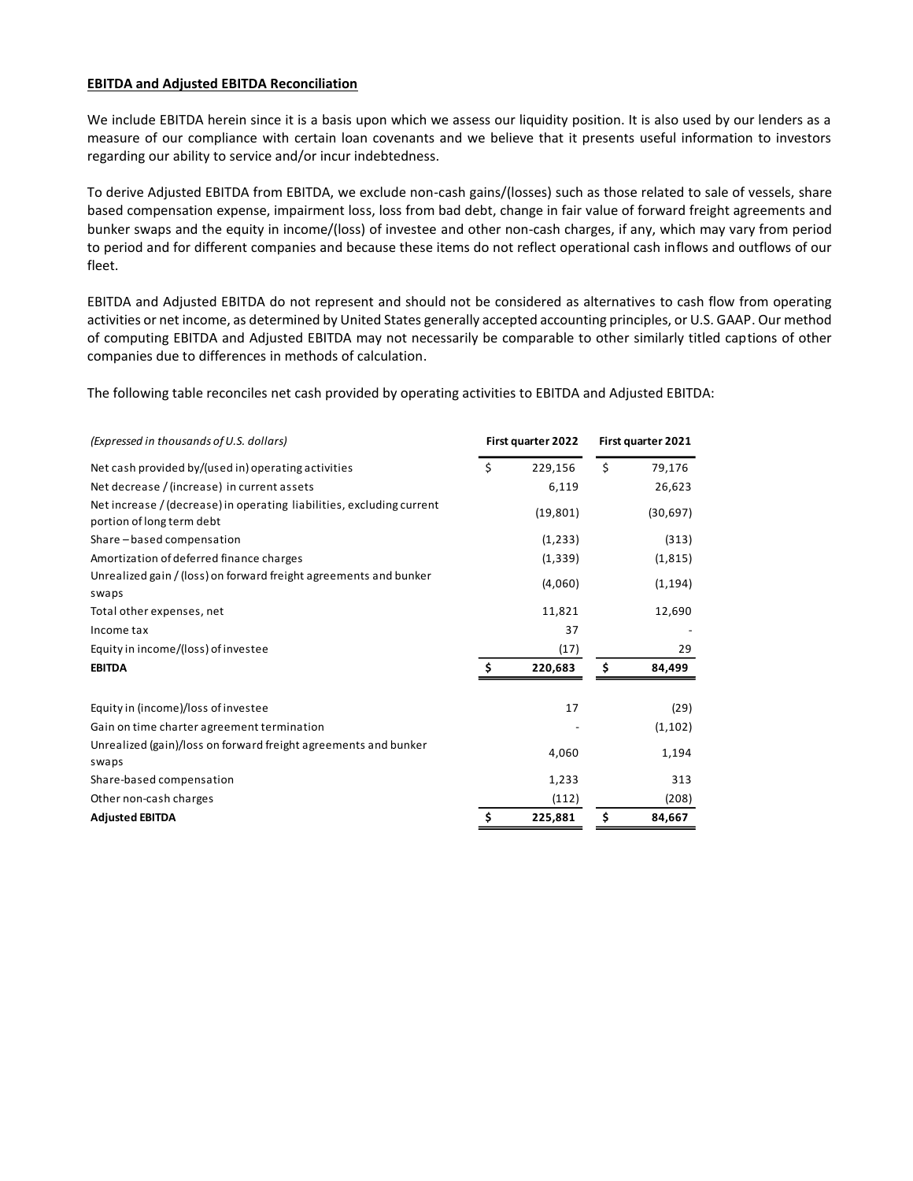**EBITDA and Adjusted EBITDA Reconciliation**

We include EBITDA herein since it is a basis upon which we assess our liquidity position. It is also used by our lenders as a measure of our compliance with certain loan covenants and we believe that it presents useful information to investors regarding our ability to service and/or incur indebtedness.

To derive Adjusted EBITDA from EBITDA, we exclude non-cash gains/(losses) such as those related to sale of vessels, share based compensation expense, impairment loss, loss from bad debt, change in fair value of forward freight agreements and bunker swaps and the equity in income/(loss) of investee and other non-cash charges, if any, which may vary from period to period and for different companies and because these items do not reflect operational cash inflows and outflows of our fleet.

EBITDA and Adjusted EBITDA do not represent and should not be considered as alternatives to cash flow from operating activities or net income, as determined by United States generally accepted accounting principles, or U.S. GAAP. Our method of computing EBITDA and Adjusted EBITDA may not necessarily be comparable to other similarly titled captions of other companies due to differences in methods of calculation.

The following table reconciles net cash provided by operating activities to EBITDA and Adjusted EBITDA:

| *(Expressed in thousands of U.S. dollars)* | First quarter 2022 | First quarter 2021 |
|---|---|---|
| Net cash provided by/(used in) operating activities | $ 229,156 | $ 79,176 |
| Net decrease / (increase) in current assets | 6,119 | 26,623 |
| Net increase / (decrease) in operating liabilities, excluding current portion of long term debt | (19,801) | (30,697) |
| Share – based compensation | (1,233) | (313) |
| Amortization of deferred finance charges | (1,339) | (1,815) |
| Unrealized gain / (loss) on forward freight agreements and bunker swaps | (4,060) | (1,194) |
| Total other expenses, net | 11,821 | 12,690 |
| Income tax | 37 | - |
| Equity in income/(loss) of investee | (17) | 29 |
| **EBITDA** | **$ 220,683** | **$ 84,499** |
| | | |
| Equity in (income)/loss of investee | 17 | (29) |
| Gain on time charter agreement termination | - | (1,102) |
| Unrealized (gain)/loss on forward freight agreements and bunker swaps | 4,060 | 1,194 |
| Share-based compensation | 1,233 | 313 |
| Other non-cash charges | (112) | (208) |
| **Adjusted EBITDA** | **$ 225,881** | **$ 84,667** |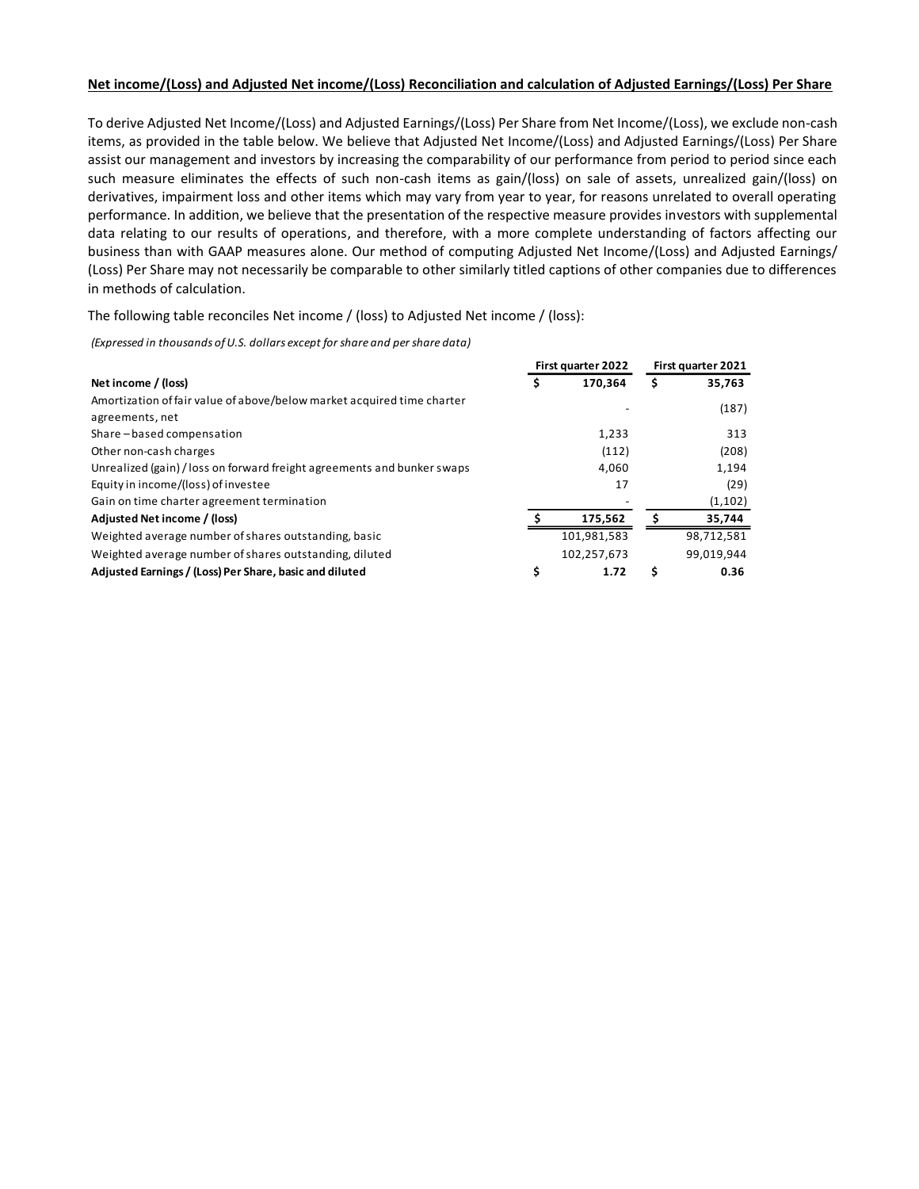**Net income/(Loss) and Adjusted Net income/(Loss) Reconciliation and calculation of Adjusted Earnings/(Loss) Per Share**

To derive Adjusted Net Income/(Loss) and Adjusted Earnings/(Loss) Per Share from Net Income/(Loss), we exclude non-cash items, as provided in the table below. We believe that Adjusted Net Income/(Loss) and Adjusted Earnings/(Loss) Per Share assist our management and investors by increasing the comparability of our performance from period to period since each such measure eliminates the effects of such non-cash items as gain/(loss) on sale of assets, unrealized gain/(loss) on derivatives, impairment loss and other items which may vary from year to year, for reasons unrelated to overall operating performance. In addition, we believe that the presentation of the respective measure provides investors with supplemental data relating to our results of operations, and therefore, with a more complete understanding of factors affecting our business than with GAAP measures alone. Our method of computing Adjusted Net Income/(Loss) and Adjusted Earnings/(Loss) Per Share may not necessarily be comparable to other similarly titled captions of other companies due to differences in methods of calculation.

The following table reconciles Net income / (loss) to Adjusted Net income / (loss):

*(Expressed in thousands of U.S. dollars except for share and per share data)*

| | First quarter 2022 | First quarter 2021 |
|---|---|---|
| **Net income / (loss)** | **$ 170,364** | **$ 35,763** |
| Amortization of fair value of above/below market acquired time charter agreements, net | - | (187) |
| Share – based compensation | 1,233 | 313 |
| Other non-cash charges | (112) | (208) |
| Unrealized (gain) / loss on forward freight agreements and bunker swaps | 4,060 | 1,194 |
| Equity in income/(loss) of investee | 17 | (29) |
| Gain on time charter agreement termination | - | (1,102) |
| **Adjusted Net income / (loss)** | **$ 175,562** | **$ 35,744** |
| Weighted average number of shares outstanding, basic | 101,981,583 | 98,712,581 |
| Weighted average number of shares outstanding, diluted | 102,257,673 | 99,019,944 |
| **Adjusted Earnings / (Loss) Per Share, basic and diluted** | **$ 1.72** | **$ 0.36** |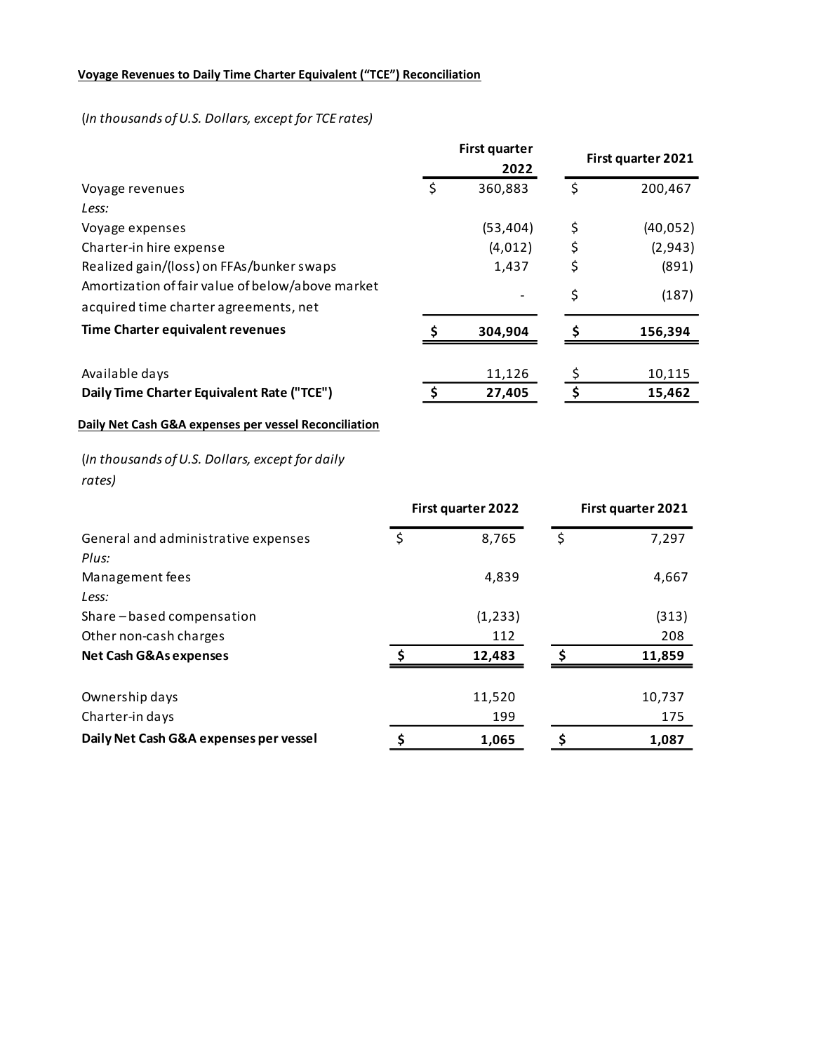**Voyage Revenues to Daily Time Charter Equivalent ("TCE") Reconciliation**

*(In thousands of U.S. Dollars, except for TCE rates)*

| | First quarter 2022 | First quarter 2021 |
|---|---|---|
| Voyage revenues | $ 360,883 | $ 200,467 |
| *Less:* | | |
| Voyage expenses | (53,404) | $ (40,052) |
| Charter-in hire expense | (4,012) | $ (2,943) |
| Realized gain/(loss) on FFAs/bunker swaps | 1,437 | $ (891) |
| Amortization of fair value of below/above market acquired time charter agreements, net | - | $ (187) |
| **Time Charter equivalent revenues** | **$ 304,904** | **$ 156,394** |
| | | |
| Available days | 11,126 | $ 10,115 |
| **Daily Time Charter Equivalent Rate ("TCE")** | **$ 27,405** | **$ 15,462** |

**Daily Net Cash G&A expenses per vessel Reconciliation**

*(In thousands of U.S. Dollars, except for daily rates)*

| | First quarter 2022 | First quarter 2021 |
|---|---|---|
| General and administrative expenses | $ 8,765 | $ 7,297 |
| *Plus:* | | |
| Management fees | 4,839 | 4,667 |
| *Less:* | | |
| Share – based compensation | (1,233) | (313) |
| Other non-cash charges | 112 | 208 |
| **Net Cash G&As expenses** | **$ 12,483** | **$ 11,859** |
| | | |
| Ownership days | 11,520 | 10,737 |
| Charter-in days | 199 | 175 |
| **Daily Net Cash G&A expenses per vessel** | **$ 1,065** | **$ 1,087** |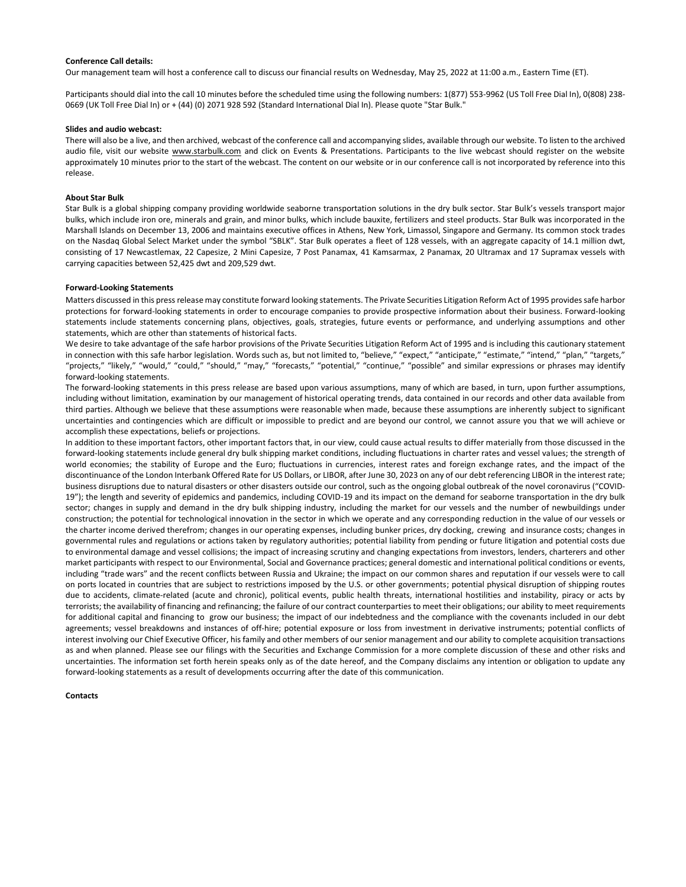**Conference Call details:**

Our management team will host a conference call to discuss our financial results on Wednesday, May 25, 2022 at 11:00 a.m., Eastern Time (ET).

Participants should dial into the call 10 minutes before the scheduled time using the following numbers: 1(877) 553-9962 (US Toll Free Dial In), 0(808) 238-0669 (UK Toll Free Dial In) or + (44) (0) 2071 928 592 (Standard International Dial In). Please quote "Star Bulk."

**Slides and audio webcast:**

There will also be a live, and then archived, webcast of the conference call and accompanying slides, available through our website. To listen to the archived audio file, visit our website www.starbulk.com and click on Events & Presentations. Participants to the live webcast should register on the website approximately 10 minutes prior to the start of the webcast. The content on our website or in our conference call is not incorporated by reference into this release.

**About Star Bulk**

Star Bulk is a global shipping company providing worldwide seaborne transportation solutions in the dry bulk sector. Star Bulk's vessels transport major bulks, which include iron ore, minerals and grain, and minor bulks, which include bauxite, fertilizers and steel products. Star Bulk was incorporated in the Marshall Islands on December 13, 2006 and maintains executive offices in Athens, New York, Limassol, Singapore and Germany. Its common stock trades on the Nasdaq Global Select Market under the symbol "SBLK". Star Bulk operates a fleet of 128 vessels, with an aggregate capacity of 14.1 million dwt, consisting of 17 Newcastlemax, 22 Capesize, 2 Mini Capesize, 7 Post Panamax, 41 Kamsarmax, 2 Panamax, 20 Ultramax and 17 Supramax vessels with carrying capacities between 52,425 dwt and 209,529 dwt.

**Forward-Looking Statements**

Matters discussed in this press release may constitute forward looking statements. The Private Securities Litigation Reform Act of 1995 provides safe harbor protections for forward-looking statements in order to encourage companies to provide prospective information about their business. Forward-looking statements include statements concerning plans, objectives, goals, strategies, future events or performance, and underlying assumptions and other statements, which are other than statements of historical facts.

We desire to take advantage of the safe harbor provisions of the Private Securities Litigation Reform Act of 1995 and is including this cautionary statement in connection with this safe harbor legislation. Words such as, but not limited to, "believe," "expect," "anticipate," "estimate," "intend," "plan," "targets," "projects," "likely," "would," "could," "should," "may," "forecasts," "potential," "continue," "possible" and similar expressions or phrases may identify forward-looking statements.

The forward-looking statements in this press release are based upon various assumptions, many of which are based, in turn, upon further assumptions, including without limitation, examination by our management of historical operating trends, data contained in our records and other data available from third parties. Although we believe that these assumptions were reasonable when made, because these assumptions are inherently subject to significant uncertainties and contingencies which are difficult or impossible to predict and are beyond our control, we cannot assure you that we will achieve or accomplish these expectations, beliefs or projections.

In addition to these important factors, other important factors that, in our view, could cause actual results to differ materially from those discussed in the forward-looking statements include general dry bulk shipping market conditions, including fluctuations in charter rates and vessel values; the strength of world economies; the stability of Europe and the Euro; fluctuations in currencies, interest rates and foreign exchange rates, and the impact of the discontinuance of the London Interbank Offered Rate for US Dollars, or LIBOR, after June 30, 2023 on any of our debt referencing LIBOR in the interest rate; business disruptions due to natural disasters or other disasters outside our control, such as the ongoing global outbreak of the novel coronavirus ("COVID-19"); the length and severity of epidemics and pandemics, including COVID-19 and its impact on the demand for seaborne transportation in the dry bulk sector; changes in supply and demand in the dry bulk shipping industry, including the market for our vessels and the number of newbuildings under construction; the potential for technological innovation in the sector in which we operate and any corresponding reduction in the value of our vessels or the charter income derived therefrom; changes in our operating expenses, including bunker prices, dry docking, crewing and insurance costs; changes in governmental rules and regulations or actions taken by regulatory authorities; potential liability from pending or future litigation and potential costs due to environmental damage and vessel collisions; the impact of increasing scrutiny and changing expectations from investors, lenders, charterers and other market participants with respect to our Environmental, Social and Governance practices; general domestic and international political conditions or events, including "trade wars" and the recent conflicts between Russia and Ukraine; the impact on our common shares and reputation if our vessels were to call on ports located in countries that are subject to restrictions imposed by the U.S. or other governments; potential physical disruption of shipping routes due to accidents, climate-related (acute and chronic), political events, public health threats, international hostilities and instability, piracy or acts by terrorists; the availability of financing and refinancing; the failure of our contract counterparties to meet their obligations; our ability to meet requirements for additional capital and financing to grow our business; the impact of our indebtedness and the compliance with the covenants included in our debt agreements; vessel breakdowns and instances of off-hire; potential exposure or loss from investment in derivative instruments; potential conflicts of interest involving our Chief Executive Officer, his family and other members of our senior management and our ability to complete acquisition transactions as and when planned. Please see our filings with the Securities and Exchange Commission for a more complete discussion of these and other risks and uncertainties. The information set forth herein speaks only as of the date hereof, and the Company disclaims any intention or obligation to update any forward-looking statements as a result of developments occurring after the date of this communication.

**Contacts**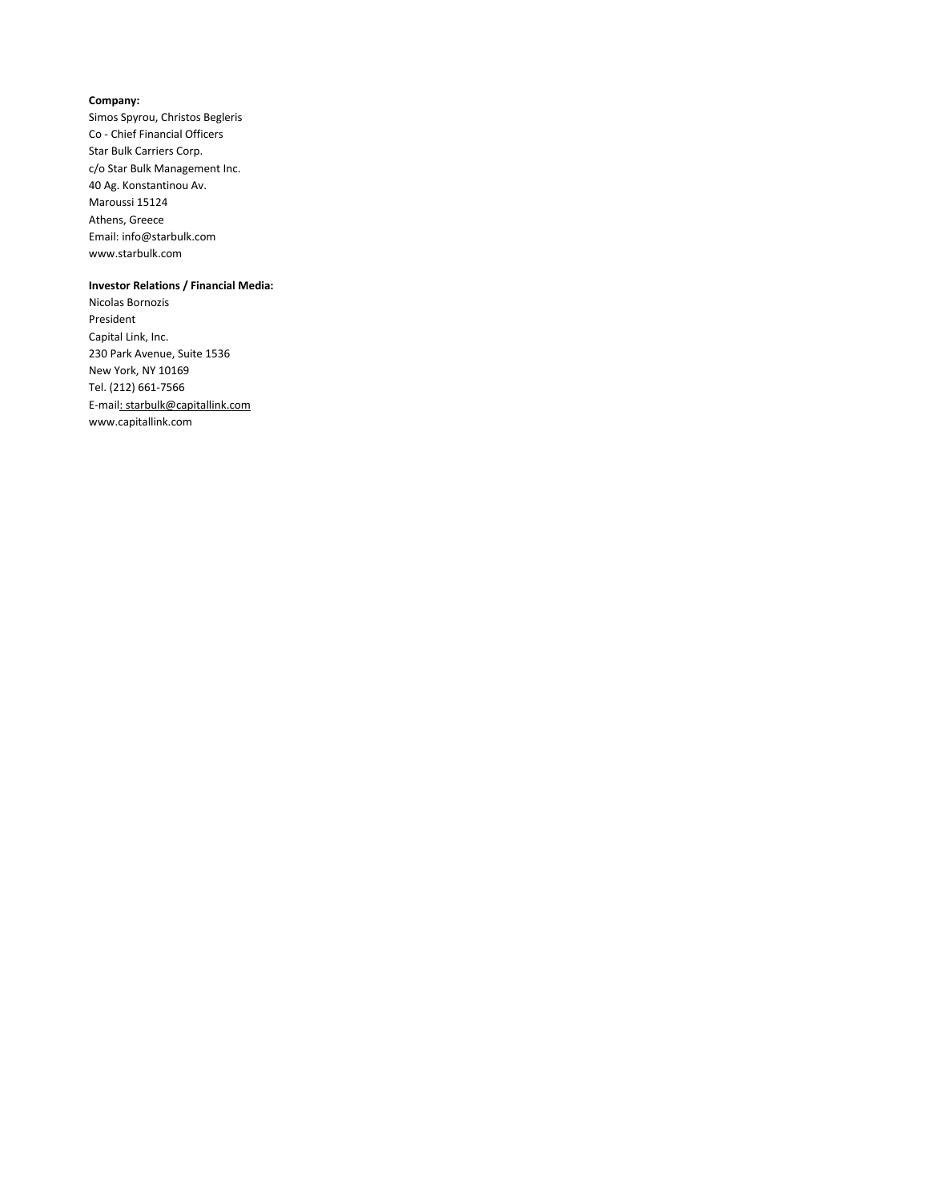**Company:**
Simos Spyrou, Christos Begleris
Co - Chief Financial Officers
Star Bulk Carriers Corp.
c/o Star Bulk Management Inc.
40 Ag. Konstantinou Av.
Maroussi 15124
Athens, Greece
Email: info@starbulk.com
www.starbulk.com

**Investor Relations / Financial Media:**
Nicolas Bornozis
President
Capital Link, Inc.
230 Park Avenue, Suite 1536
New York, NY 10169
Tel. (212) 661-7566
E-mail: starbulk@capitallink.com
www.capitallink.com